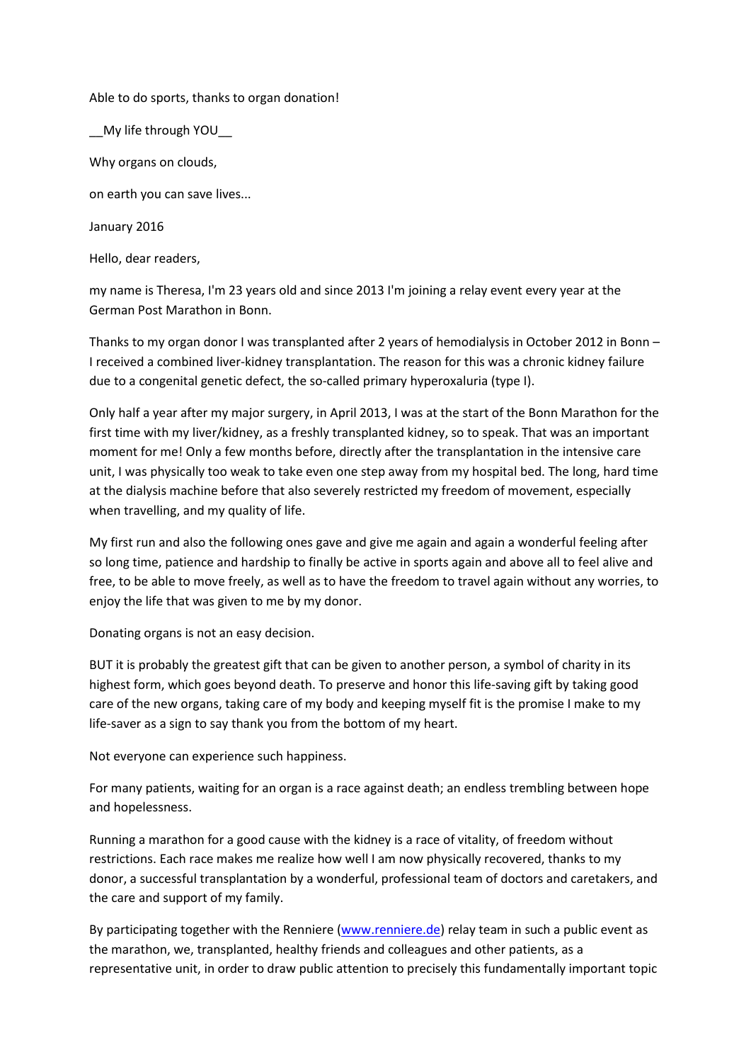Able to do sports, thanks to organ donation!

__My life through YOU__

Why organs on clouds,

on earth you can save lives...

January 2016

Hello, dear readers,

my name is Theresa, I'm 23 years old and since 2013 I'm joining a relay event every year at the German Post Marathon in Bonn.

Thanks to my organ donor I was transplanted after 2 years of hemodialysis in October 2012 in Bonn – I received a combined liver-kidney transplantation. The reason for this was a chronic kidney failure due to a congenital genetic defect, the so-called primary hyperoxaluria (type I).

Only half a year after my major surgery, in April 2013, I was at the start of the Bonn Marathon for the first time with my liver/kidney, as a freshly transplanted kidney, so to speak. That was an important moment for me! Only a few months before, directly after the transplantation in the intensive care unit, I was physically too weak to take even one step away from my hospital bed. The long, hard time at the dialysis machine before that also severely restricted my freedom of movement, especially when travelling, and my quality of life.

My first run and also the following ones gave and give me again and again a wonderful feeling after so long time, patience and hardship to finally be active in sports again and above all to feel alive and free, to be able to move freely, as well as to have the freedom to travel again without any worries, to enjoy the life that was given to me by my donor.

Donating organs is not an easy decision.

BUT it is probably the greatest gift that can be given to another person, a symbol of charity in its highest form, which goes beyond death. To preserve and honor this life-saving gift by taking good care of the new organs, taking care of my body and keeping myself fit is the promise I make to my life-saver as a sign to say thank you from the bottom of my heart.

Not everyone can experience such happiness.

For many patients, waiting for an organ is a race against death; an endless trembling between hope and hopelessness.

Running a marathon for a good cause with the kidney is a race of vitality, of freedom without restrictions. Each race makes me realize how well I am now physically recovered, thanks to my donor, a successful transplantation by a wonderful, professional team of doctors and caretakers, and the care and support of my family.

By participating together with the Renniere ([www.renniere.de](http://www.renniere.de)) relay team in such a public event as the marathon, we, transplanted, healthy friends and colleagues and other patients, as a representative unit, in order to draw public attention to precisely this fundamentally important topic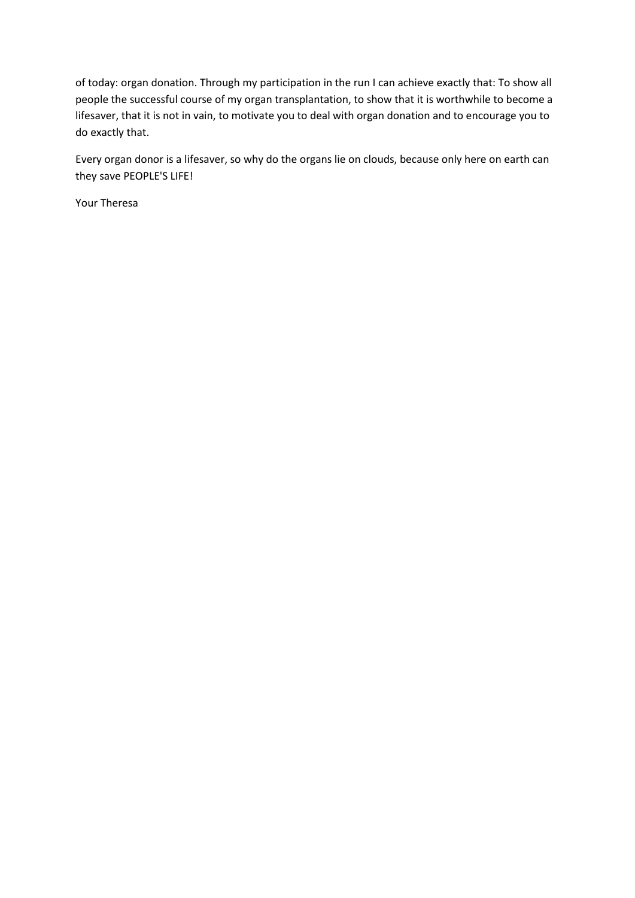of today: organ donation. Through my participation in the run I can achieve exactly that: To show all people the successful course of my organ transplantation, to show that it is worthwhile to become a lifesaver, that it is not in vain, to motivate you to deal with organ donation and to encourage you to do exactly that.

Every organ donor is a lifesaver, so why do the organs lie on clouds, because only here on earth can they save PEOPLE'S LIFE!

Your Theresa